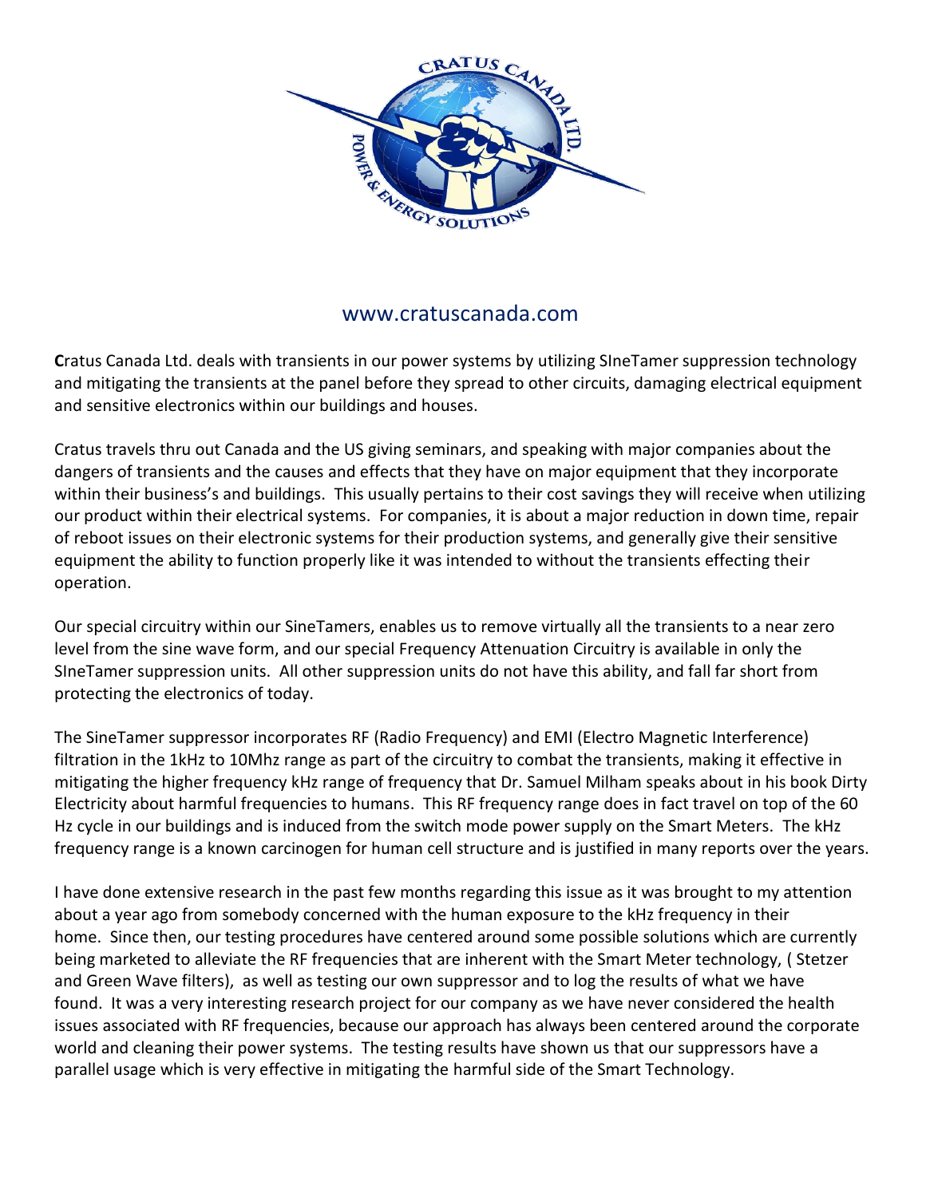www.cratuscanada.com

**C**ratus Canada Ltd. deals with transients in our power systems by utilizing SIneTamer suppression technology and mitigating the transients at the panel before they spread to other circuits, damaging electrical equipment and sensitive electronics within our buildings and houses.

Cratus travels thru out Canada and the US giving seminars, and speaking with major companies about the dangers of transients and the causes and effects that they have on major equipment that they incorporate within their business's and buildings. This usually pertains to their cost savings they will receive when utilizing our product within their electrical systems. For companies, it is about a major reduction in down time, repair of reboot issues on their electronic systems for their production systems, and generally give their sensitive equipment the ability to function properly like it was intended to without the transients effecting their operation.

Our special circuitry within our SineTamers, enables us to remove virtually all the transients to a near zero level from the sine wave form, and our special Frequency Attenuation Circuitry is available in only the SIneTamer suppression units. All other suppression units do not have this ability, and fall far short from protecting the electronics of today.

The SineTamer suppressor incorporates RF (Radio Frequency) and EMI (Electro Magnetic Interference) filtration in the 1kHz to 10Mhz range as part of the circuitry to combat the transients, making it effective in mitigating the higher frequency kHz range of frequency that Dr. Samuel Milham speaks about in his book Dirty Electricity about harmful frequencies to humans. This RF frequency range does in fact travel on top of the 60 Hz cycle in our buildings and is induced from the switch mode power supply on the Smart Meters. The kHz frequency range is a known carcinogen for human cell structure and is justified in many reports over the years.

I have done extensive research in the past few months regarding this issue as it was brought to my attention about a year ago from somebody concerned with the human exposure to the kHz frequency in their home. Since then, our testing procedures have centered around some possible solutions which are currently being marketed to alleviate the RF frequencies that are inherent with the Smart Meter technology, ( Stetzer and Green Wave filters), as well as testing our own suppressor and to log the results of what we have found. It was a very interesting research project for our company as we have never considered the health issues associated with RF frequencies, because our approach has always been centered around the corporate world and cleaning their power systems. The testing results have shown us that our suppressors have a parallel usage which is very effective in mitigating the harmful side of the Smart Technology.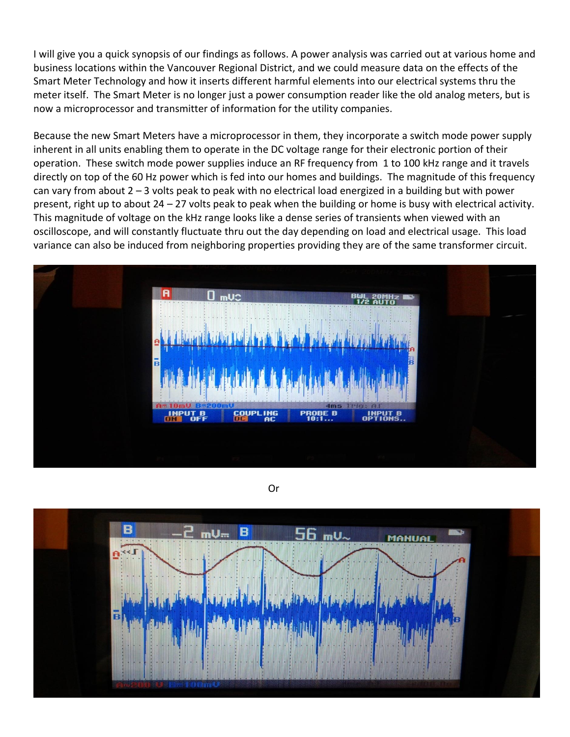I will give you a quick synopsis of our findings as follows. A power analysis was carried out at various home and business locations within the Vancouver Regional District, and we could measure data on the effects of the Smart Meter Technology and how it inserts different harmful elements into our electrical systems thru the meter itself. The Smart Meter is no longer just a power consumption reader like the old analog meters, but is now a microprocessor and transmitter of information for the utility companies.

Because the new Smart Meters have a microprocessor in them, they incorporate a switch mode power supply inherent in all units enabling them to operate in the DC voltage range for their electronic portion of their operation. These switch mode power supplies induce an RF frequency from 1 to 100 kHz range and it travels directly on top of the 60 Hz power which is fed into our homes and buildings. The magnitude of this frequency can vary from about 2 – 3 volts peak to peak with no electrical load energized in a building but with power present, right up to about 24 – 27 volts peak to peak when the building or home is busy with electrical activity. This magnitude of voltage on the kHz range looks like a dense series of transients when viewed with an oscilloscope, and will constantly fluctuate thru out the day depending on load and electrical usage. This load variance can also be induced from neighboring properties providing they are of the same transformer circuit.

Or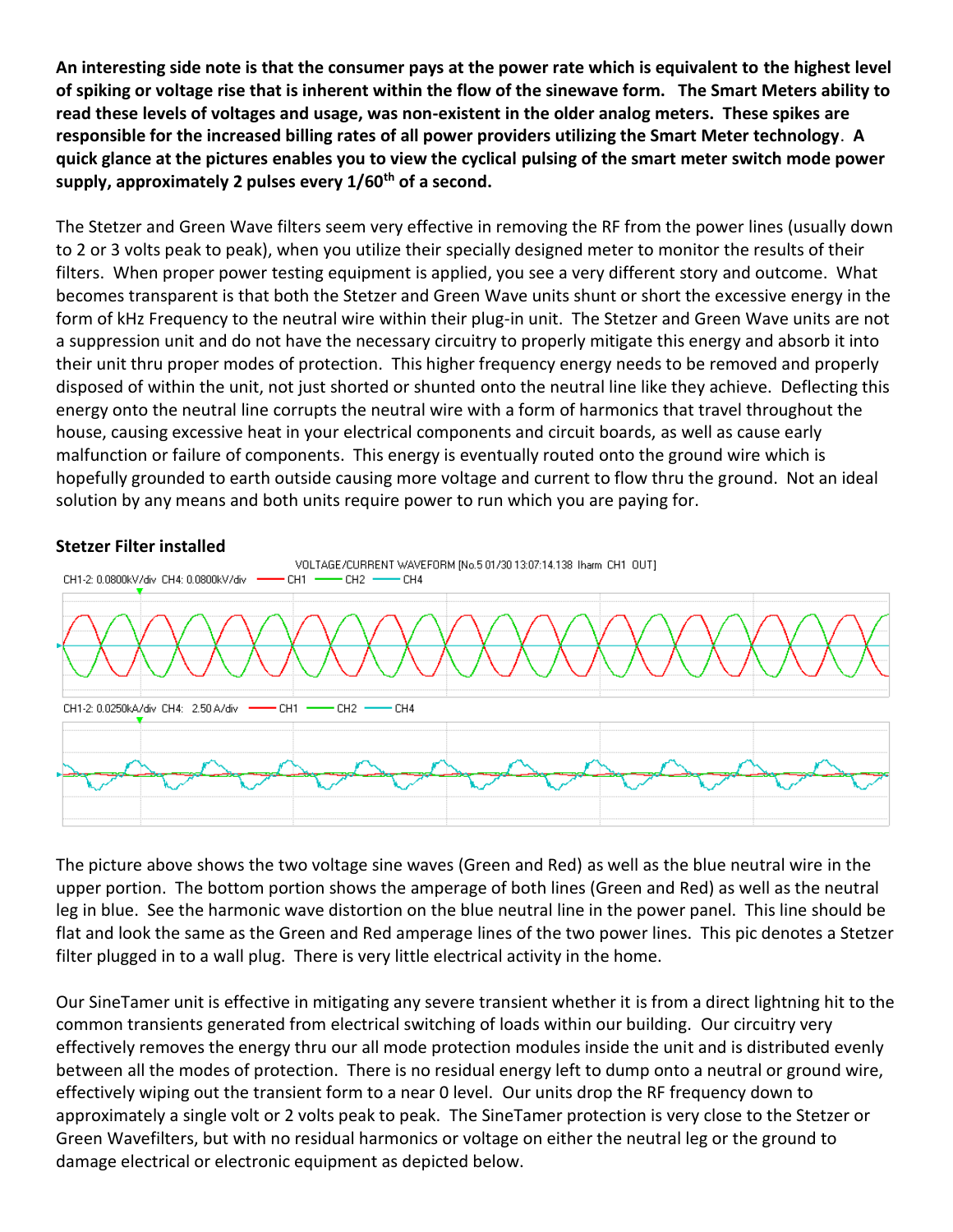**An interesting side note is that the consumer pays at the power rate which is equivalent to the highest level of spiking or voltage rise that is inherent within the flow of the sinewave form. The Smart Meters ability to read these levels of voltages and usage, was non-existent in the older analog meters. These spikes are responsible for the increased billing rates of all power providers utilizing the Smart Meter technology. A quick glance at the pictures enables you to view the cyclical pulsing of the smart meter switch mode power supply, approximately 2 pulses every 1/60th of a second.**

The Stetzer and Green Wave filters seem very effective in removing the RF from the power lines (usually down to 2 or 3 volts peak to peak), when you utilize their specially designed meter to monitor the results of their filters. When proper power testing equipment is applied, you see a very different story and outcome. What becomes transparent is that both the Stetzer and Green Wave units shunt or short the excessive energy in the form of kHz Frequency to the neutral wire within their plug-in unit. The Stetzer and Green Wave units are not a suppression unit and do not have the necessary circuitry to properly mitigate this energy and absorb it into their unit thru proper modes of protection. This higher frequency energy needs to be removed and properly disposed of within the unit, not just shorted or shunted onto the neutral line like they achieve. Deflecting this energy onto the neutral line corrupts the neutral wire with a form of harmonics that travel throughout the house, causing excessive heat in your electrical components and circuit boards, as well as cause early malfunction or failure of components. This energy is eventually routed onto the ground wire which is hopefully grounded to earth outside causing more voltage and current to flow thru the ground. Not an ideal solution by any means and both units require power to run which you are paying for.

**Stetzer Filter installed**

VOLTAGE/CURRENT WAVEFORM [No.5 01/30 13:07:14.138 Iharm CH1 OUT]

CH1-2: 0.0800kV/div CH4: 0.0800kV/div — CH1 — CH2 — CH4

CH1-2: 0.0250kA/div CH4: 2.50 A/div — CH1 — CH2 — CH4

The picture above shows the two voltage sine waves (Green and Red) as well as the blue neutral wire in the upper portion. The bottom portion shows the amperage of both lines (Green and Red) as well as the neutral leg in blue. See the harmonic wave distortion on the blue neutral line in the power panel. This line should be flat and look the same as the Green and Red amperage lines of the two power lines. This pic denotes a Stetzer filter plugged in to a wall plug. There is very little electrical activity in the home.

Our SineTamer unit is effective in mitigating any severe transient whether it is from a direct lightning hit to the common transients generated from electrical switching of loads within our building. Our circuitry very effectively removes the energy thru our all mode protection modules inside the unit and is distributed evenly between all the modes of protection. There is no residual energy left to dump onto a neutral or ground wire, effectively wiping out the transient form to a near 0 level. Our units drop the RF frequency down to approximately a single volt or 2 volts peak to peak. The SineTamer protection is very close to the Stetzer or Green Wavefilters, but with no residual harmonics or voltage on either the neutral leg or the ground to damage electrical or electronic equipment as depicted below.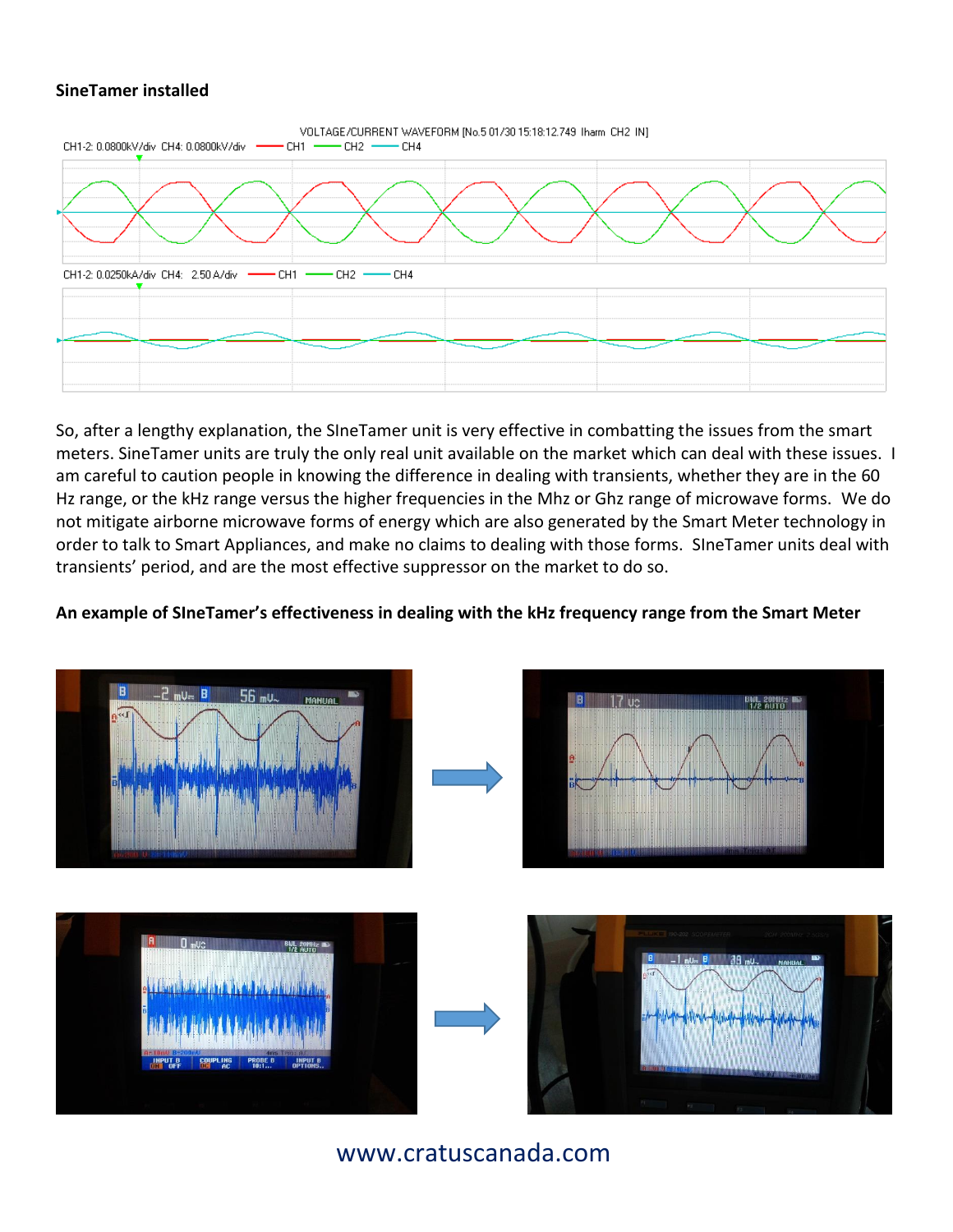**SineTamer installed**

VOLTAGE/CURRENT WAVEFORM [No.5 01/30 15:18:12.749 Iharm CH2 IN]

CH1-2: 0.0800kV/div CH4: 0.0800kV/div CH1 CH2 CH4

CH1-2: 0.0250kA/div CH4: 2.50 A/div CH1 CH2 CH4

So, after a lengthy explanation, the SIneTamer unit is very effective in combatting the issues from the smart meters. SineTamer units are truly the only real unit available on the market which can deal with these issues. I am careful to caution people in knowing the difference in dealing with transients, whether they are in the 60 Hz range, or the kHz range versus the higher frequencies in the Mhz or Ghz range of microwave forms. We do not mitigate airborne microwave forms of energy which are also generated by the Smart Meter technology in order to talk to Smart Appliances, and make no claims to dealing with those forms. SIneTamer units deal with transients' period, and are the most effective suppressor on the market to do so.

**An example of SIneTamer's effectiveness in dealing with the kHz frequency range from the Smart Meter**

www.cratuscanada.com